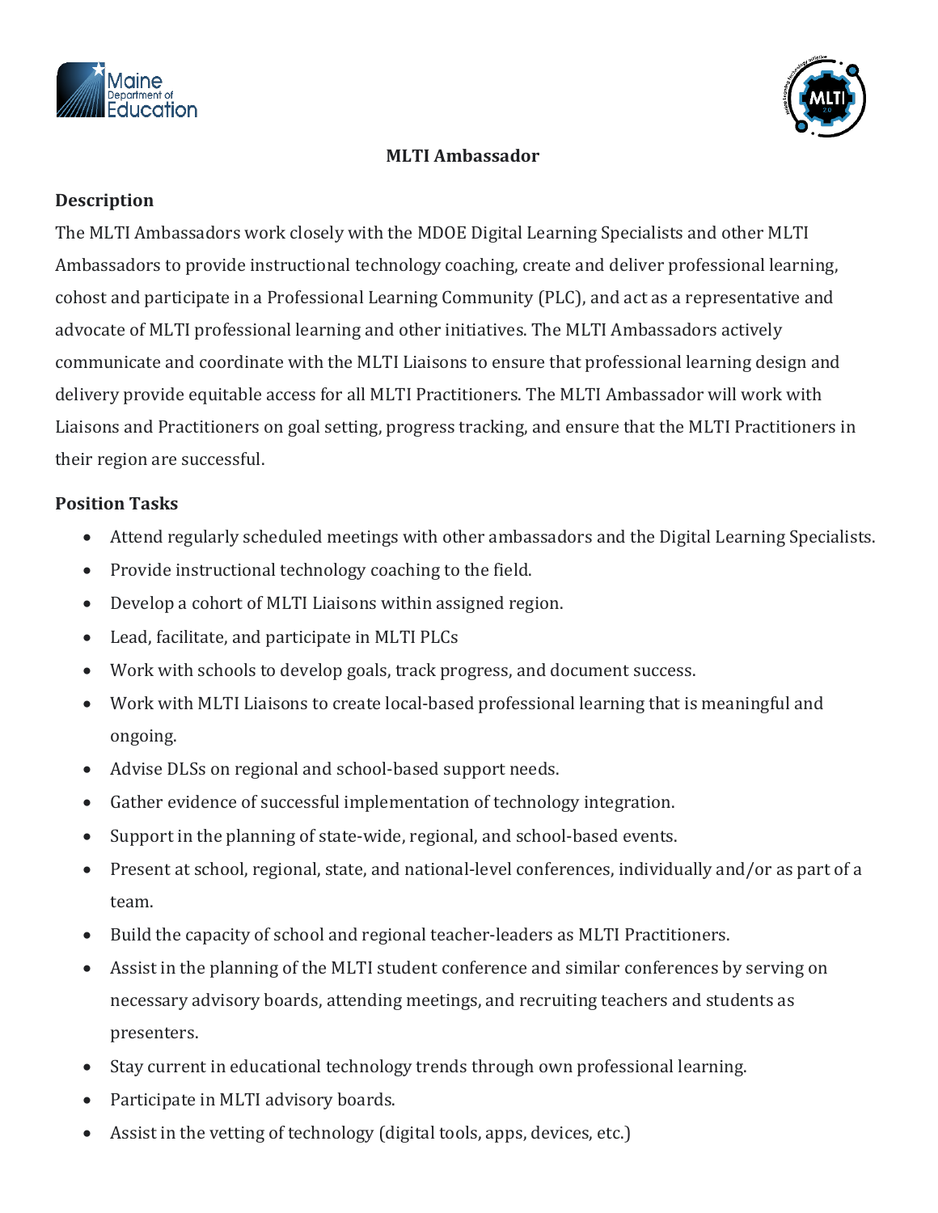# MLTI Ambassador

## Description

The MLTI Ambassadors work closely with the MDOE Digital Learning Specialists and other MLTI Ambassadors to provide instructional technology coaching, create and deliver professional learning, cohost and participate in a Professional Learning Community (PLC), and act as a representative and advocate of MLTI professional learning and other initiatives. The MLTI Ambassadors actively communicate and coordinate with the MLTI Liaisons to ensure that professional learning design and delivery provide equitable access for all MLTI Practitioners. The MLTI Ambassador will work with Liaisons and Practitioners on goal setting, progress tracking, and ensure that the MLTI Practitioners in their region are successful.

## Position Tasks

- Attend regularly scheduled meetings with other ambassadors and the Digital Learning Specialists.
- Provide instructional technology coaching to the field.
- Develop a cohort of MLTI Liaisons within assigned region.
- Lead, facilitate, and participate in MLTI PLCs
- Work with schools to develop goals, track progress, and document success.
- Work with MLTI Liaisons to create local-based professional learning that is meaningful and ongoing.
- Advise DLSs on regional and school-based support needs.
- Gather evidence of successful implementation of technology integration.
- Support in the planning of state-wide, regional, and school-based events.
- Present at school, regional, state, and national-level conferences, individually and/or as part of a team.
- Build the capacity of school and regional teacher-leaders as MLTI Practitioners.
- Assist in the planning of the MLTI student conference and similar conferences by serving on necessary advisory boards, attending meetings, and recruiting teachers and students as presenters.
- Stay current in educational technology trends through own professional learning.
- Participate in MLTI advisory boards.
- Assist in the vetting of technology (digital tools, apps, devices, etc.)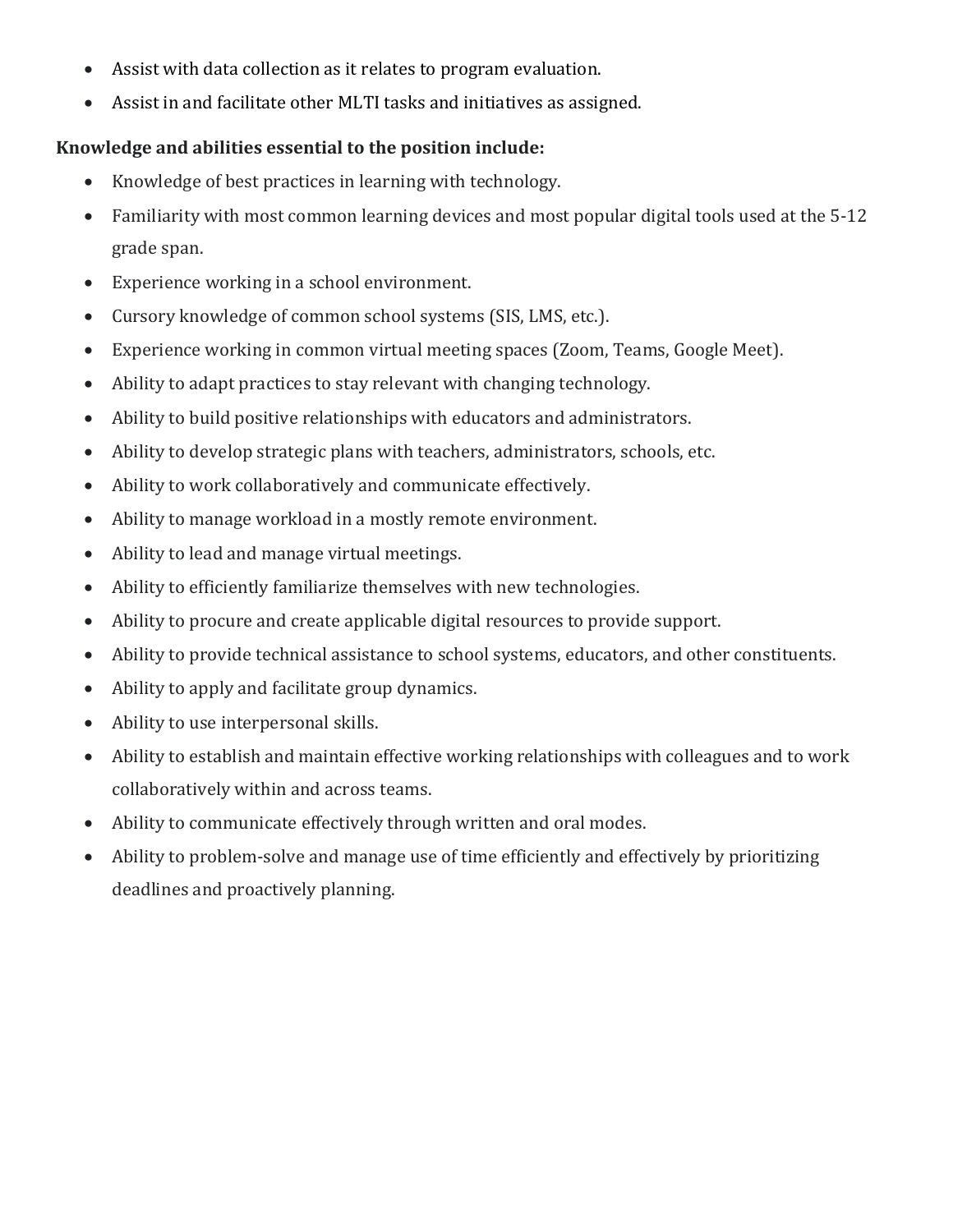- Assist with data collection as it relates to program evaluation.
- Assist in and facilitate other MLTI tasks and initiatives as assigned.

**Knowledge and abilities essential to the position include:**

- Knowledge of best practices in learning with technology.
- Familiarity with most common learning devices and most popular digital tools used at the 5-12 grade span.
- Experience working in a school environment.
- Cursory knowledge of common school systems (SIS, LMS, etc.).
- Experience working in common virtual meeting spaces (Zoom, Teams, Google Meet).
- Ability to adapt practices to stay relevant with changing technology.
- Ability to build positive relationships with educators and administrators.
- Ability to develop strategic plans with teachers, administrators, schools, etc.
- Ability to work collaboratively and communicate effectively.
- Ability to manage workload in a mostly remote environment.
- Ability to lead and manage virtual meetings.
- Ability to efficiently familiarize themselves with new technologies.
- Ability to procure and create applicable digital resources to provide support.
- Ability to provide technical assistance to school systems, educators, and other constituents.
- Ability to apply and facilitate group dynamics.
- Ability to use interpersonal skills.
- Ability to establish and maintain effective working relationships with colleagues and to work collaboratively within and across teams.
- Ability to communicate effectively through written and oral modes.
- Ability to problem-solve and manage use of time efficiently and effectively by prioritizing deadlines and proactively planning.